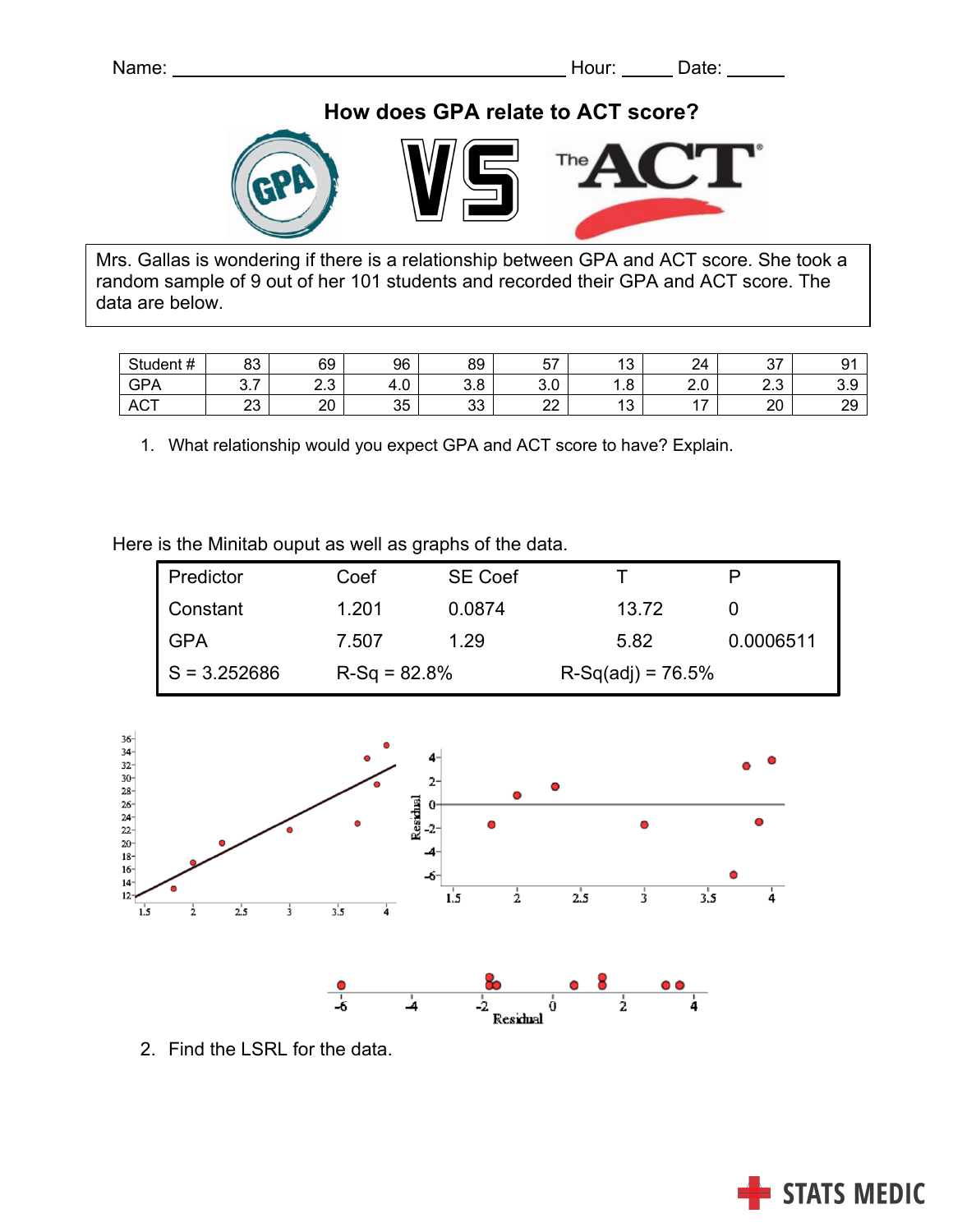Name: ______________________________ Hour: _____ Date: ______

## How does GPA relate to ACT score?

GPA VS The ACT

Mrs. Gallas is wondering if there is a relationship between GPA and ACT score. She took a random sample of 9 out of her 101 students and recorded their GPA and ACT score. The data are below.

| Student # | 83 | 69 | 96 | 89 | 57 | 13 | 24 | 37 | 91 |
|---|---|---|---|---|---|---|---|---|---|
| GPA | 3.7 | 2.3 | 4.0 | 3.8 | 3.0 | 1.8 | 2.0 | 2.3 | 3.9 |
| ACT | 23 | 20 | 35 | 33 | 22 | 13 | 17 | 20 | 29 |

1. What relationship would you expect GPA and ACT score to have? Explain.

Here is the Minitab ouput as well as graphs of the data.

| Predictor | Coef | SE Coef | T | P |
|---|---|---|---|---|
| Constant | 1.201 | 0.0874 | 13.72 | 0 |
| GPA | 7.507 | 1.29 | 5.82 | 0.0006511 |
| S = 3.252686 | R-Sq = 82.8% | | R-Sq(adj) = 76.5% | |

36
34
32
30
28
26
24
22
20
18
16
14
12
1.5 2 2.5 3 3.5 4

Residual
4
2
0
-2
-4
-6
1.5 2 2.5 3 3.5 4

-6 -4 -2 0 2 4
Residual

2. Find the LSRL for the data.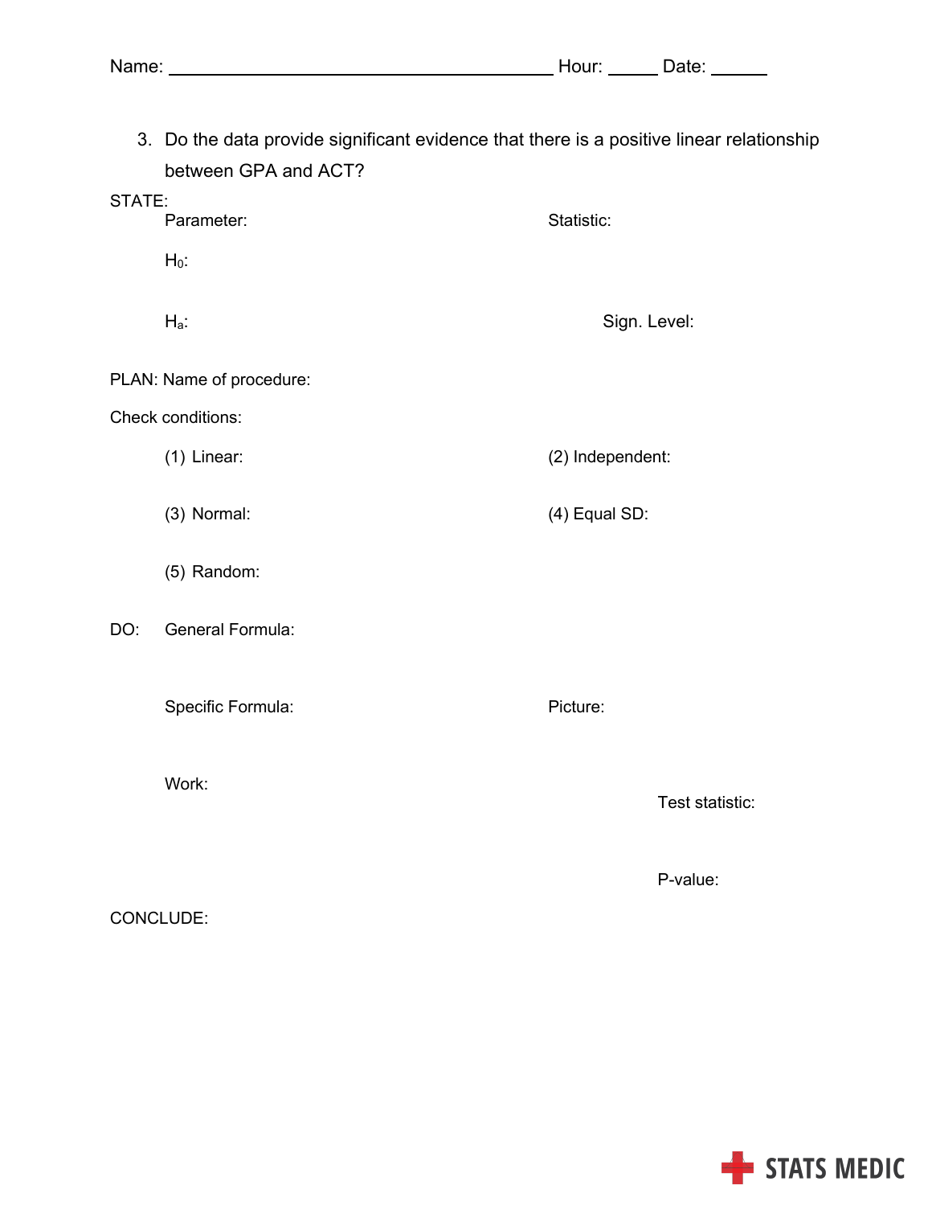Name: ________________________________________ Hour: _____ Date: ______

3. Do the data provide significant evidence that there is a positive linear relationship between GPA and ACT?

STATE:

Parameter:

Statistic:

$H_0$:

$H_a$:

Sign. Level:

PLAN: Name of procedure:

Check conditions:

(1) Linear:

(2) Independent:

(3) Normal:

(4) Equal SD:

(5) Random:

DO: General Formula:

Specific Formula:

Picture:

Work:

Test statistic:

P-value:

CONCLUDE: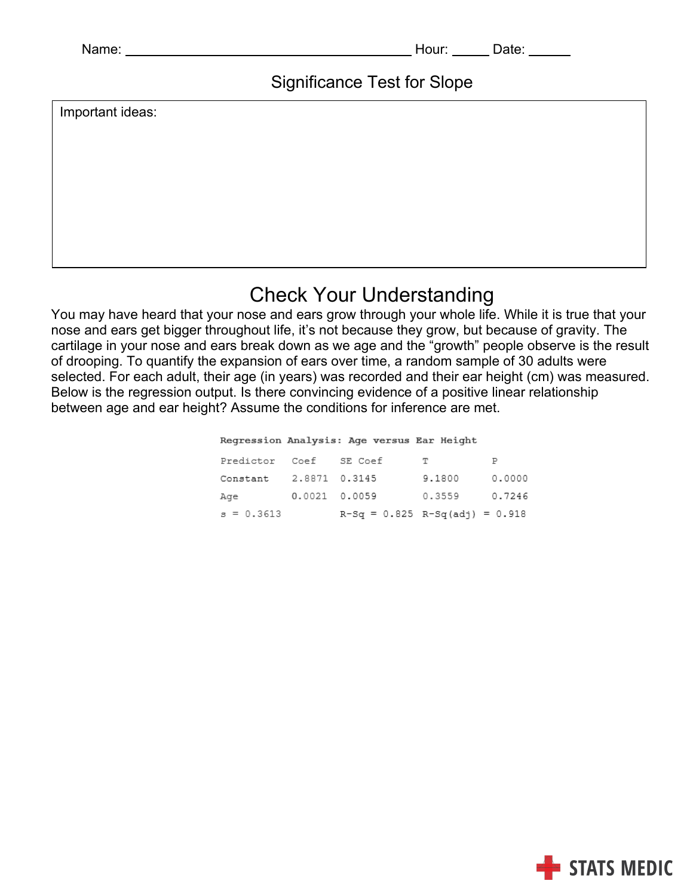Name: ________________________________ Hour: _____ Date: ______

# Significance Test for Slope

Important ideas:

## Check Your Understanding

You may have heard that your nose and ears grow through your whole life. While it is true that your nose and ears get bigger throughout life, it's not because they grow, but because of gravity. The cartilage in your nose and ears break down as we age and the "growth" people observe is the result of drooping. To quantify the expansion of ears over time, a random sample of 30 adults were selected. For each adult, their age (in years) was recorded and their ear height (cm) was measured. Below is the regression output. Is there convincing evidence of a positive linear relationship between age and ear height? Assume the conditions for inference are met.

**Regression Analysis: Age versus Ear Height**

| Predictor | Coef | SE Coef | T | P |
|---|---|---|---|---|
| Constant | 2.8871 | 0.3145 | 9.1800 | 0.0000 |
| Age | 0.0021 | 0.0059 | 0.3559 | 0.7246 |

s = 0.3613 R-Sq = 0.825 R-Sq(adj) = 0.918